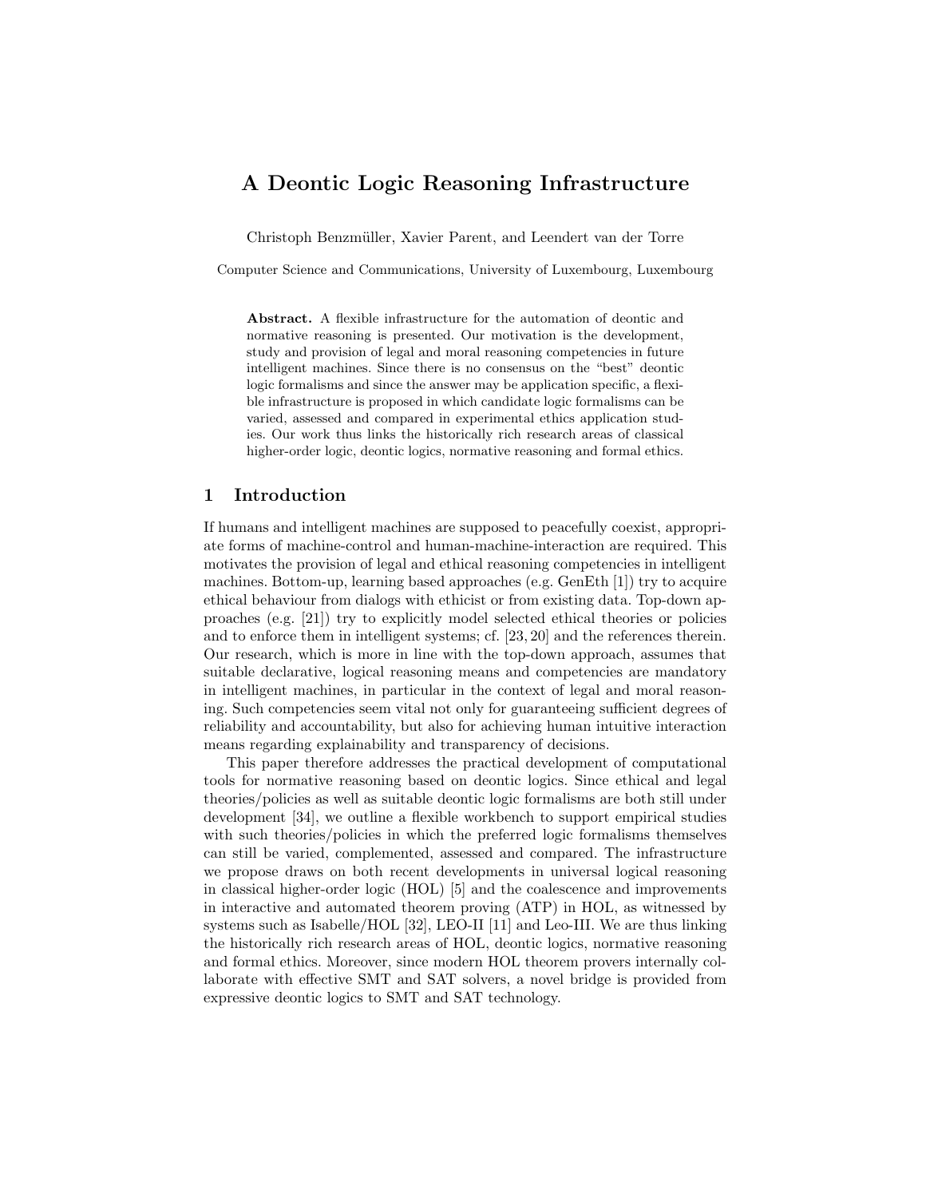# A Deontic Logic Reasoning Infrastructure

Christoph Benzmüller, Xavier Parent, and Leendert van der Torre

Computer Science and Communications, University of Luxembourg, Luxembourg

**Abstract.** A flexible infrastructure for the automation of deontic and normative reasoning is presented. Our motivation is the development, study and provision of legal and moral reasoning competencies in future intelligent machines. Since there is no consensus on the "best" deontic logic formalisms and since the answer may be application specific, a flexible infrastructure is proposed in which candidate logic formalisms can be varied, assessed and compared in experimental ethics application studies. Our work thus links the historically rich research areas of classical higher-order logic, deontic logics, normative reasoning and formal ethics.

## 1 Introduction

If humans and intelligent machines are supposed to peacefully coexist, appropriate forms of machine-control and human-machine-interaction are required. This motivates the provision of legal and ethical reasoning competencies in intelligent machines. Bottom-up, learning based approaches (e.g. GenEth [1]) try to acquire ethical behaviour from dialogs with ethicist or from existing data. Top-down approaches (e.g. [21]) try to explicitly model selected ethical theories or policies and to enforce them in intelligent systems; cf. [23, 20] and the references therein. Our research, which is more in line with the top-down approach, assumes that suitable declarative, logical reasoning means and competencies are mandatory in intelligent machines, in particular in the context of legal and moral reasoning. Such competencies seem vital not only for guaranteeing sufficient degrees of reliability and accountability, but also for achieving human intuitive interaction means regarding explainability and transparency of decisions.

This paper therefore addresses the practical development of computational tools for normative reasoning based on deontic logics. Since ethical and legal theories/policies as well as suitable deontic logic formalisms are both still under development [34], we outline a flexible workbench to support empirical studies with such theories/policies in which the preferred logic formalisms themselves can still be varied, complemented, assessed and compared. The infrastructure we propose draws on both recent developments in universal logical reasoning in classical higher-order logic (HOL) [5] and the coalescence and improvements in interactive and automated theorem proving (ATP) in HOL, as witnessed by systems such as Isabelle/HOL [32], LEO-II [11] and Leo-III. We are thus linking the historically rich research areas of HOL, deontic logics, normative reasoning and formal ethics. Moreover, since modern HOL theorem provers internally collaborate with effective SMT and SAT solvers, a novel bridge is provided from expressive deontic logics to SMT and SAT technology.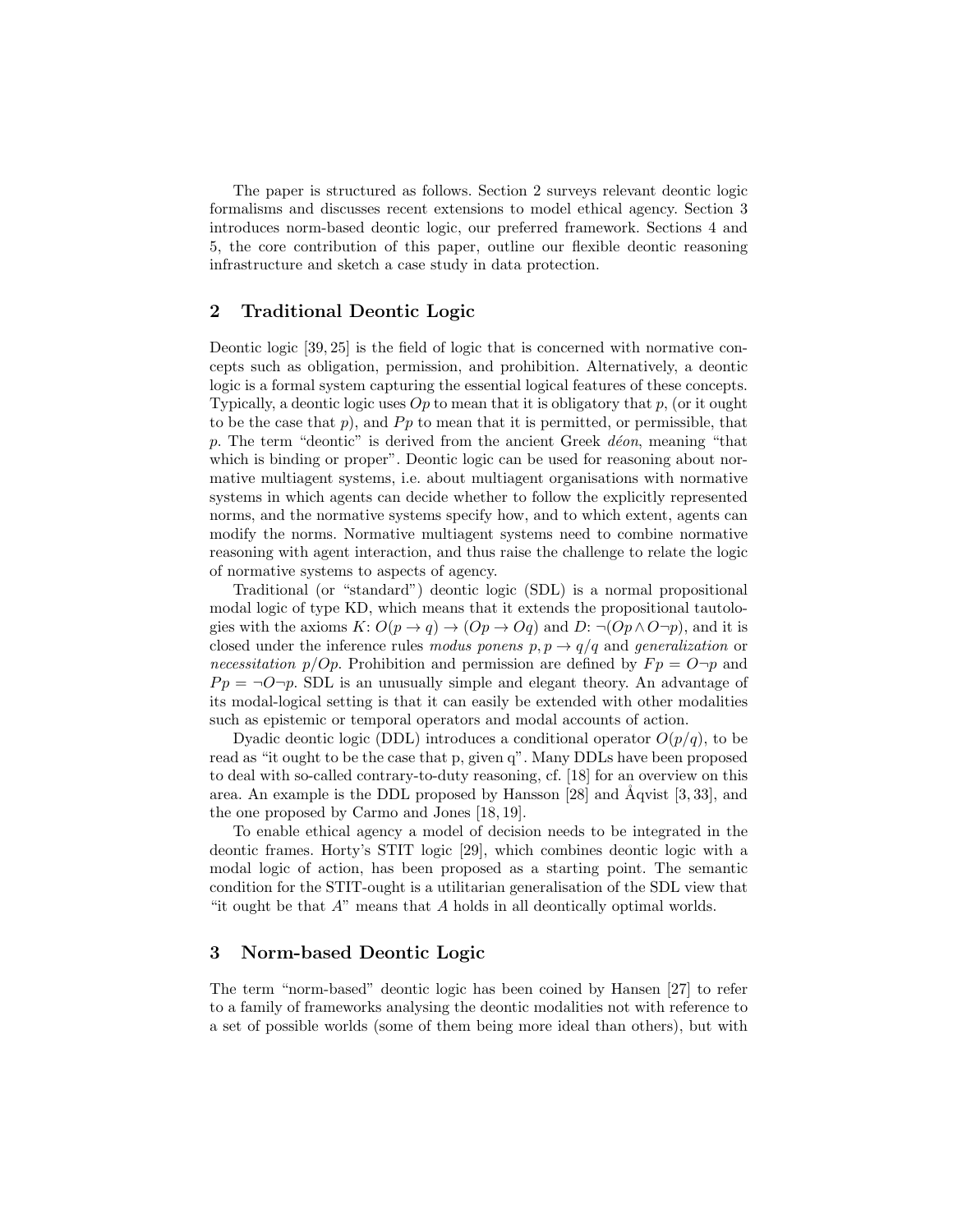The paper is structured as follows. Section 2 surveys relevant deontic logic formalisms and discusses recent extensions to model ethical agency. Section 3 introduces norm-based deontic logic, our preferred framework. Sections 4 and 5, the core contribution of this paper, outline our flexible deontic reasoning infrastructure and sketch a case study in data protection.

## 2 Traditional Deontic Logic

Deontic logic [39, 25] is the field of logic that is concerned with normative concepts such as obligation, permission, and prohibition. Alternatively, a deontic logic is a formal system capturing the essential logical features of these concepts. Typically, a deontic logic uses $Op$ to mean that it is obligatory that $p$, (or it ought to be the case that $p$), and $Pp$ to mean that it is permitted, or permissible, that $p$. The term "deontic" is derived from the ancient Greek *déon*, meaning "that which is binding or proper". Deontic logic can be used for reasoning about normative multiagent systems, i.e. about multiagent organisations with normative systems in which agents can decide whether to follow the explicitly represented norms, and the normative systems specify how, and to which extent, agents can modify the norms. Normative multiagent systems need to combine normative reasoning with agent interaction, and thus raise the challenge to relate the logic of normative systems to aspects of agency.

Traditional (or "standard") deontic logic (SDL) is a normal propositional modal logic of type KD, which means that it extends the propositional tautologies with the axioms $K$: $O(p \rightarrow q) \rightarrow (Op \rightarrow Oq)$ and $D$: $\neg(Op \wedge O\neg p)$, and it is closed under the inference rules *modus ponens* $p, p \rightarrow q/q$ and *generalization* or *necessitation* $p/Op$. Prohibition and permission are defined by $Fp = O\neg p$ and $Pp = \neg O \neg p$. SDL is an unusually simple and elegant theory. An advantage of its modal-logical setting is that it can easily be extended with other modalities such as epistemic or temporal operators and modal accounts of action.

Dyadic deontic logic (DDL) introduces a conditional operator $O(p/q)$, to be read as "it ought to be the case that p, given q". Many DDLs have been proposed to deal with so-called contrary-to-duty reasoning, cf. [18] for an overview on this area. An example is the DDL proposed by Hansson [28] and Åqvist [3, 33], and the one proposed by Carmo and Jones [18, 19].

To enable ethical agency a model of decision needs to be integrated in the deontic frames. Horty's STIT logic [29], which combines deontic logic with a modal logic of action, has been proposed as a starting point. The semantic condition for the STIT-ought is a utilitarian generalisation of the SDL view that "it ought be that $A$" means that $A$ holds in all deontically optimal worlds.

## 3 Norm-based Deontic Logic

The term "norm-based" deontic logic has been coined by Hansen [27] to refer to a family of frameworks analysing the deontic modalities not with reference to a set of possible worlds (some of them being more ideal than others), but with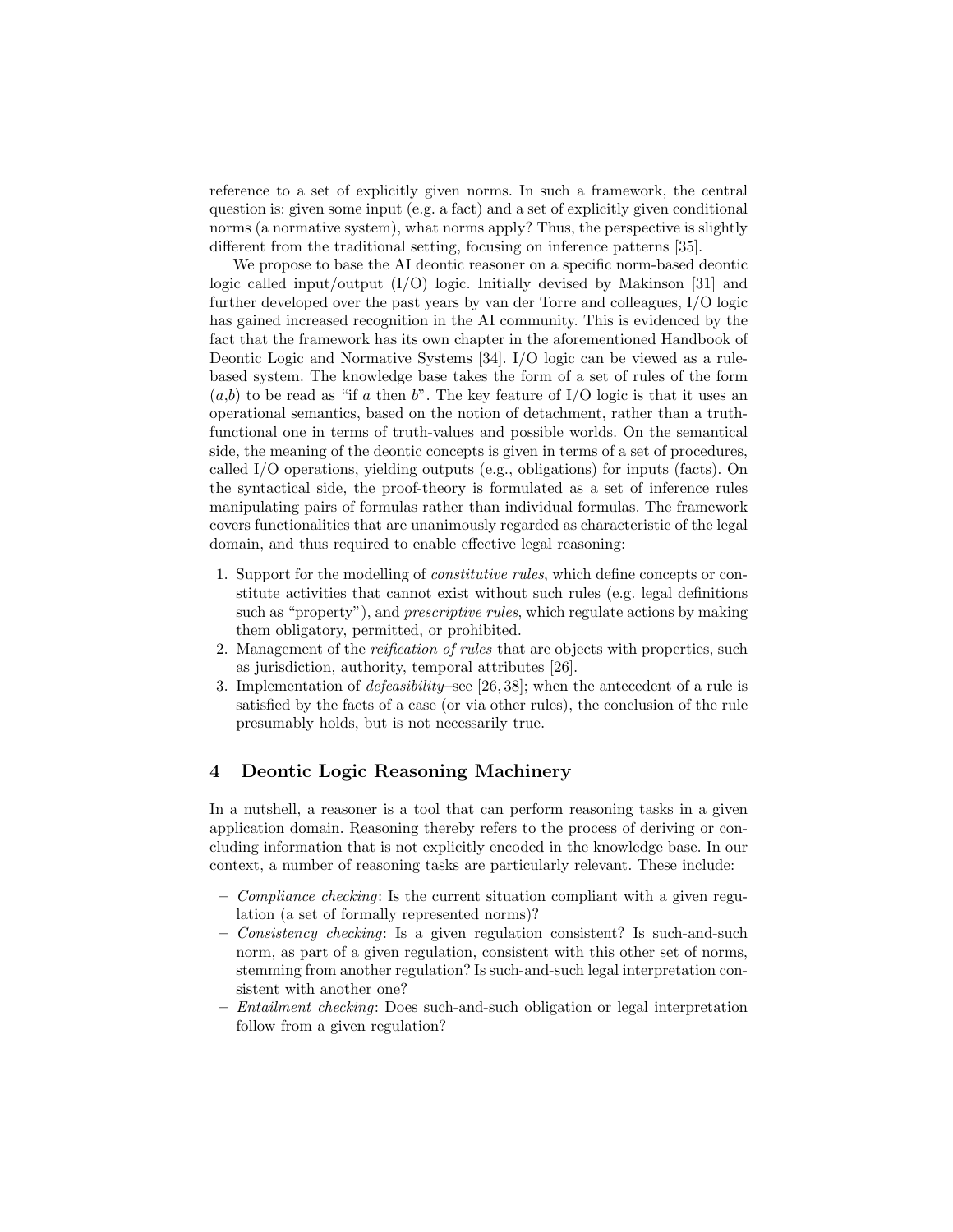reference to a set of explicitly given norms. In such a framework, the central question is: given some input (e.g. a fact) and a set of explicitly given conditional norms (a normative system), what norms apply? Thus, the perspective is slightly different from the traditional setting, focusing on inference patterns [35].

We propose to base the AI deontic reasoner on a specific norm-based deontic logic called input/output (I/O) logic. Initially devised by Makinson [31] and further developed over the past years by van der Torre and colleagues, I/O logic has gained increased recognition in the AI community. This is evidenced by the fact that the framework has its own chapter in the aforementioned Handbook of Deontic Logic and Normative Systems [34]. I/O logic can be viewed as a rule-based system. The knowledge base takes the form of a set of rules of the form $(a,b)$ to be read as "if $a$ then $b$". The key feature of I/O logic is that it uses an operational semantics, based on the notion of detachment, rather than a truth-functional one in terms of truth-values and possible worlds. On the semantical side, the meaning of the deontic concepts is given in terms of a set of procedures, called I/O operations, yielding outputs (e.g., obligations) for inputs (facts). On the syntactical side, the proof-theory is formulated as a set of inference rules manipulating pairs of formulas rather than individual formulas. The framework covers functionalities that are unanimously regarded as characteristic of the legal domain, and thus required to enable effective legal reasoning:

1. Support for the modelling of *constitutive rules*, which define concepts or constitute activities that cannot exist without such rules (e.g. legal definitions such as "property"), and *prescriptive rules*, which regulate actions by making them obligatory, permitted, or prohibited.
2. Management of the *reification of rules* that are objects with properties, such as jurisdiction, authority, temporal attributes [26].
3. Implementation of *defeasibility*–see [26, 38]; when the antecedent of a rule is satisfied by the facts of a case (or via other rules), the conclusion of the rule presumably holds, but is not necessarily true.

## 4 Deontic Logic Reasoning Machinery

In a nutshell, a reasoner is a tool that can perform reasoning tasks in a given application domain. Reasoning thereby refers to the process of deriving or concluding information that is not explicitly encoded in the knowledge base. In our context, a number of reasoning tasks are particularly relevant. These include:

- *Compliance checking*: Is the current situation compliant with a given regulation (a set of formally represented norms)?
- *Consistency checking*: Is a given regulation consistent? Is such-and-such norm, as part of a given regulation, consistent with this other set of norms, stemming from another regulation? Is such-and-such legal interpretation consistent with another one?
- *Entailment checking*: Does such-and-such obligation or legal interpretation follow from a given regulation?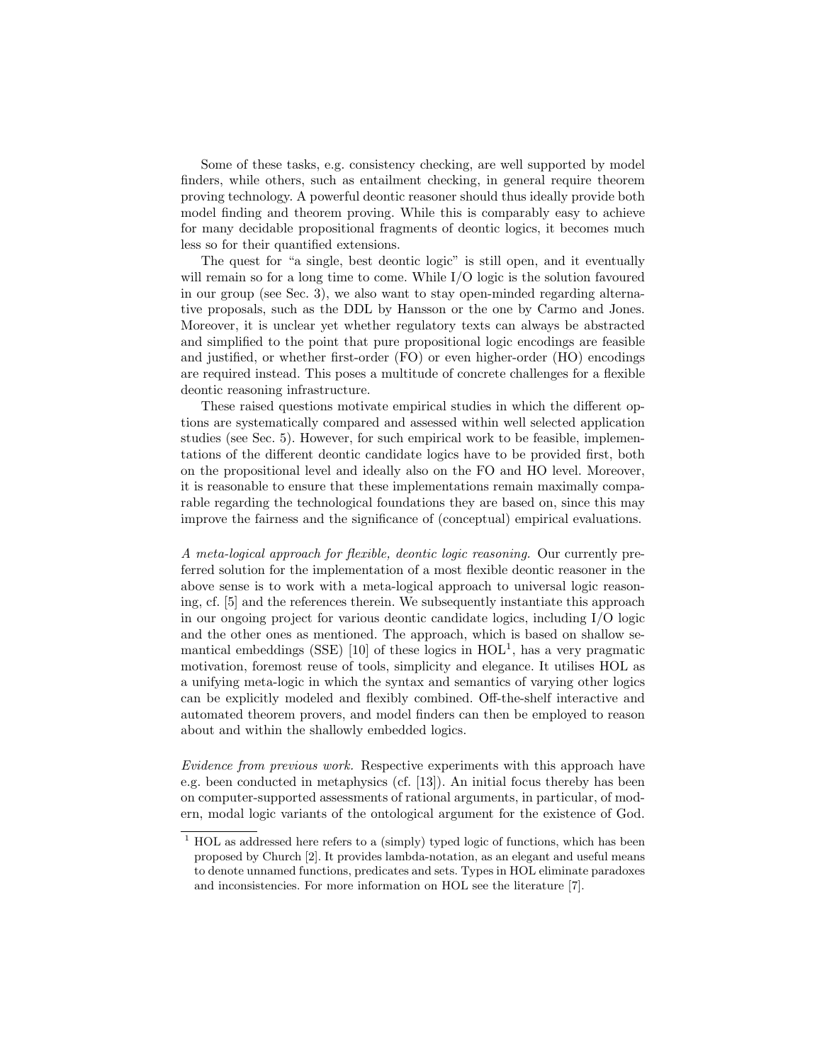Some of these tasks, e.g. consistency checking, are well supported by model finders, while others, such as entailment checking, in general require theorem proving technology. A powerful deontic reasoner should thus ideally provide both model finding and theorem proving. While this is comparably easy to achieve for many decidable propositional fragments of deontic logics, it becomes much less so for their quantified extensions.

The quest for "a single, best deontic logic" is still open, and it eventually will remain so for a long time to come. While I/O logic is the solution favoured in our group (see Sec. 3), we also want to stay open-minded regarding alternative proposals, such as the DDL by Hansson or the one by Carmo and Jones. Moreover, it is unclear yet whether regulatory texts can always be abstracted and simplified to the point that pure propositional logic encodings are feasible and justified, or whether first-order (FO) or even higher-order (HO) encodings are required instead. This poses a multitude of concrete challenges for a flexible deontic reasoning infrastructure.

These raised questions motivate empirical studies in which the different options are systematically compared and assessed within well selected application studies (see Sec. 5). However, for such empirical work to be feasible, implementations of the different deontic candidate logics have to be provided first, both on the propositional level and ideally also on the FO and HO level. Moreover, it is reasonable to ensure that these implementations remain maximally comparable regarding the technological foundations they are based on, since this may improve the fairness and the significance of (conceptual) empirical evaluations.

*A meta-logical approach for flexible, deontic logic reasoning.* Our currently preferred solution for the implementation of a most flexible deontic reasoner in the above sense is to work with a meta-logical approach to universal logic reasoning, cf. [5] and the references therein. We subsequently instantiate this approach in our ongoing project for various deontic candidate logics, including I/O logic and the other ones as mentioned. The approach, which is based on shallow semantical embeddings (SSE) [10] of these logics in HOL[1], has a very pragmatic motivation, foremost reuse of tools, simplicity and elegance. It utilises HOL as a unifying meta-logic in which the syntax and semantics of varying other logics can be explicitly modeled and flexibly combined. Off-the-shelf interactive and automated theorem provers, and model finders can then be employed to reason about and within the shallowly embedded logics.

*Evidence from previous work.* Respective experiments with this approach have e.g. been conducted in metaphysics (cf. [13]). An initial focus thereby has been on computer-supported assessments of rational arguments, in particular, of modern, modal logic variants of the ontological argument for the existence of God.

[1] HOL as addressed here refers to a (simply) typed logic of functions, which has been proposed by Church [2]. It provides lambda-notation, as an elegant and useful means to denote unnamed functions, predicates and sets. Types in HOL eliminate paradoxes and inconsistencies. For more information on HOL see the literature [7].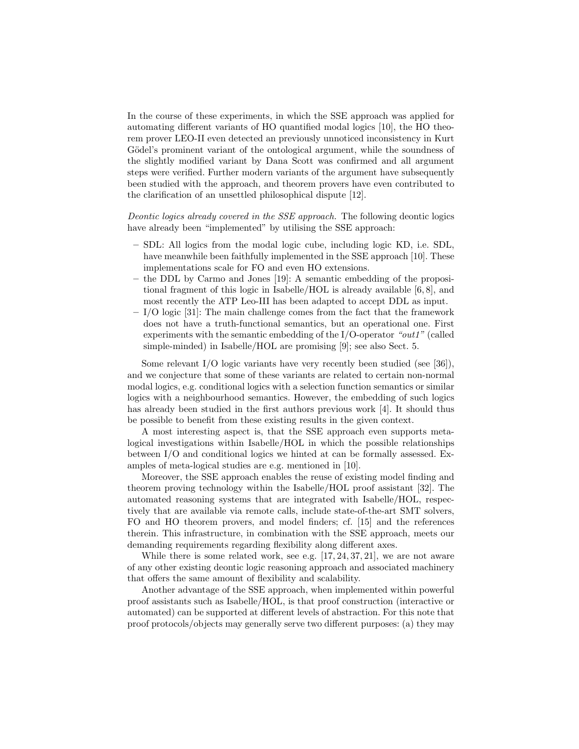In the course of these experiments, in which the SSE approach was applied for automating different variants of HO quantified modal logics [10], the HO theorem prover LEO-II even detected an previously unnoticed inconsistency in Kurt Gödel's prominent variant of the ontological argument, while the soundness of the slightly modified variant by Dana Scott was confirmed and all argument steps were verified. Further modern variants of the argument have subsequently been studied with the approach, and theorem provers have even contributed to the clarification of an unsettled philosophical dispute [12].

*Deontic logics already covered in the SSE approach.* The following deontic logics have already been "implemented" by utilising the SSE approach:

- SDL: All logics from the modal logic cube, including logic KD, i.e. SDL, have meanwhile been faithfully implemented in the SSE approach [10]. These implementations scale for FO and even HO extensions.
- the DDL by Carmo and Jones [19]: A semantic embedding of the propositional fragment of this logic in Isabelle/HOL is already available [6, 8], and most recently the ATP Leo-III has been adapted to accept DDL as input.
- I/O logic [31]: The main challenge comes from the fact that the framework does not have a truth-functional semantics, but an operational one. First experiments with the semantic embedding of the I/O-operator *"out1"* (called simple-minded) in Isabelle/HOL are promising [9]; see also Sect. 5.

Some relevant I/O logic variants have very recently been studied (see [36]), and we conjecture that some of these variants are related to certain non-normal modal logics, e.g. conditional logics with a selection function semantics or similar logics with a neighbourhood semantics. However, the embedding of such logics has already been studied in the first authors previous work [4]. It should thus be possible to benefit from these existing results in the given context.

A most interesting aspect is, that the SSE approach even supports meta-logical investigations within Isabelle/HOL in which the possible relationships between I/O and conditional logics we hinted at can be formally assessed. Examples of meta-logical studies are e.g. mentioned in [10].

Moreover, the SSE approach enables the reuse of existing model finding and theorem proving technology within the Isabelle/HOL proof assistant [32]. The automated reasoning systems that are integrated with Isabelle/HOL, respectively that are available via remote calls, include state-of-the-art SMT solvers, FO and HO theorem provers, and model finders; cf. [15] and the references therein. This infrastructure, in combination with the SSE approach, meets our demanding requirements regarding flexibility along different axes.

While there is some related work, see e.g. [17, 24, 37, 21], we are not aware of any other existing deontic logic reasoning approach and associated machinery that offers the same amount of flexibility and scalability.

Another advantage of the SSE approach, when implemented within powerful proof assistants such as Isabelle/HOL, is that proof construction (interactive or automated) can be supported at different levels of abstraction. For this note that proof protocols/objects may generally serve two different purposes: (a) they may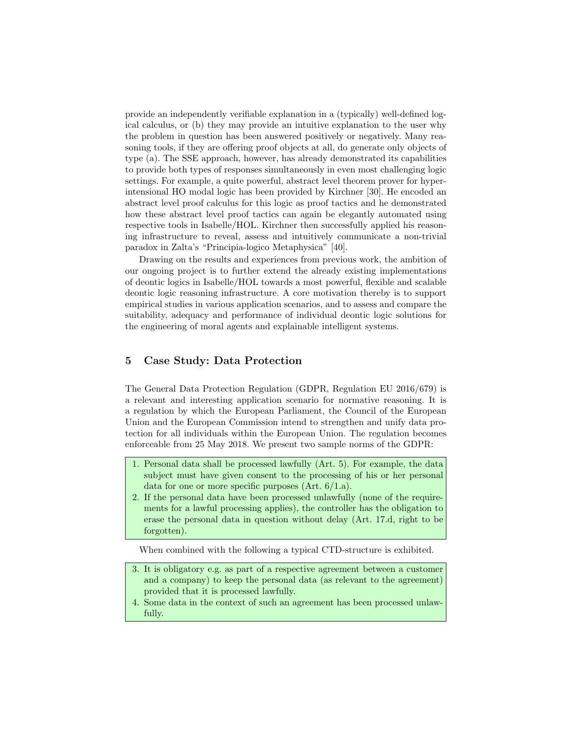provide an independently verifiable explanation in a (typically) well-defined logical calculus, or (b) they may provide an intuitive explanation to the user why the problem in question has been answered positively or negatively. Many reasoning tools, if they are offering proof objects at all, do generate only objects of type (a). The SSE approach, however, has already demonstrated its capabilities to provide both types of responses simultaneously in even most challenging logic settings. For example, a quite powerful, abstract level theorem prover for hyper-intensional HO modal logic has been provided by Kirchner [30]. He encoded an abstract level proof calculus for this logic as proof tactics and he demonstrated how these abstract level proof tactics can again be elegantly automated using respective tools in Isabelle/HOL. Kirchner then successfully applied his reasoning infrastructure to reveal, assess and intuitively communicate a non-trivial paradox in Zalta's "Principia-logico Metaphysica" [40].

Drawing on the results and experiences from previous work, the ambition of our ongoing project is to further extend the already existing implementations of deontic logics in Isabelle/HOL towards a most powerful, flexible and scalable deontic logic reasoning infrastructure. A core motivation thereby is to support empirical studies in various application scenarios, and to assess and compare the suitability, adequacy and performance of individual deontic logic solutions for the engineering of moral agents and explainable intelligent systems.

## 5 Case Study: Data Protection

The General Data Protection Regulation (GDPR, Regulation EU 2016/679) is a relevant and interesting application scenario for normative reasoning. It is a regulation by which the European Parliament, the Council of the European Union and the European Commission intend to strengthen and unify data protection for all individuals within the European Union. The regulation becomes enforceable from 25 May 2018. We present two sample norms of the GDPR:

1. Personal data shall be processed lawfully (Art. 5). For example, the data subject must have given consent to the processing of his or her personal data for one or more specific purposes (Art. 6/1.a).
2. If the personal data have been processed unlawfully (none of the requirements for a lawful processing applies), the controller has the obligation to erase the personal data in question without delay (Art. 17.d, right to be forgotten).

When combined with the following a typical CTD-structure is exhibited.

3. It is obligatory e.g. as part of a respective agreement between a customer and a company) to keep the personal data (as relevant to the agreement) provided that it is processed lawfully.
4. Some data in the context of such an agreement has been processed unlawfully.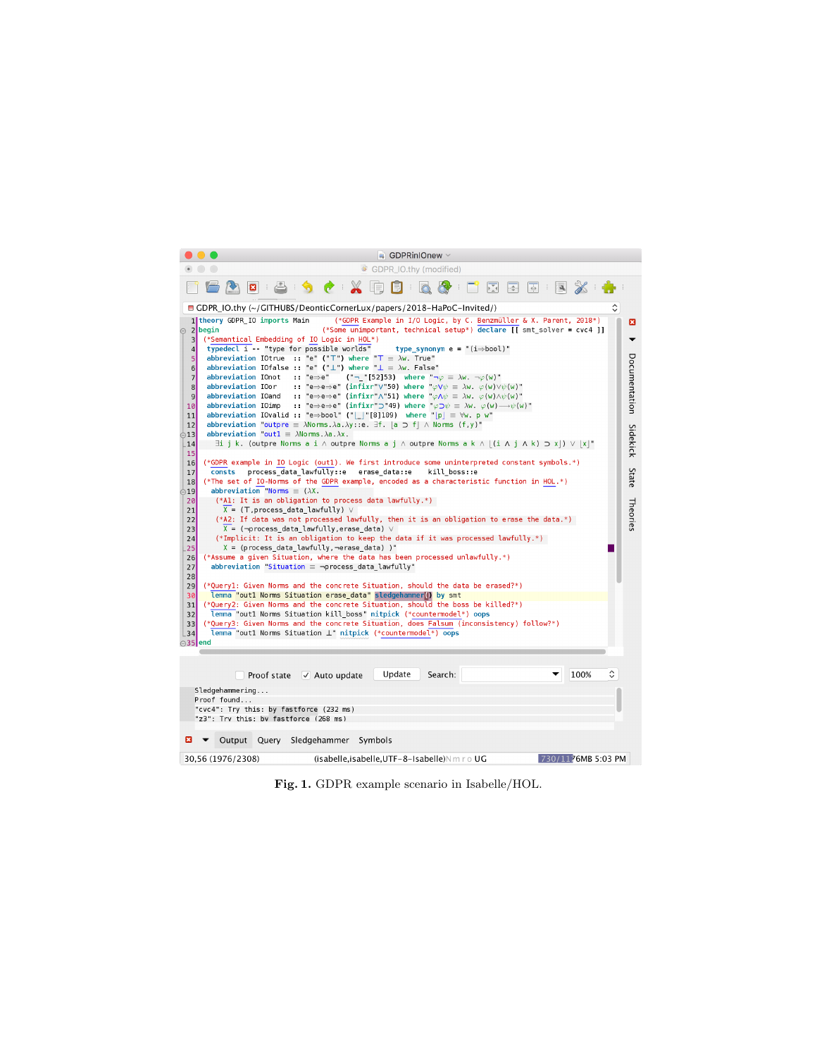```
theory GDPR_IO imports Main      (*GDPR Example in I/O Logic, by C. Benzmüller & X. Parent, 2018*)
begin                          (*Some unimportant, technical setup*) declare [[ smt_solver = cvc4 ]]
 (*Semantical Embedding of IO Logic in HOL*)
 typedecl i -- "type for possible worlds"      type_synonym e = "(i⇒bool)"
 abbreviation IOtrue  :: "e" ("⊤") where "⊤ ≡ λw. True"
 abbreviation IOfalse :: "e" ("⊥") where "⊥ ≡ λw. False"
 abbreviation IOnot   :: "e⇒e"    ("¬_"[52]53)   where "¬φ ≡ λw. ¬φ(w)"
 abbreviation IOor    :: "e⇒e⇒e" (infixr"∨"50) where "φ∨ψ ≡ λw. φ(w)∨ψ(w)"
 abbreviation IOand   :: "e⇒e⇒e" (infixr"∧"51) where "φ∧ψ ≡ λw. φ(w)∧ψ(w)"
 abbreviation IOimp   :: "e⇒e⇒e" (infixr"⊃"49) where "φ⊃ψ ≡ λw. φ(w)⟶ψ(w)"
 abbreviation IOvalid :: "e⇒bool" ("⌊_⌋"[8]109)  where "⌊p⌋ ≡ ∀w. p w"
 abbreviation "outpre ≡ λNorms.λa.λy::e. ∃f. ⌊a ⊃ f⌋ ∧ Norms (f,y)"
 abbreviation "out1 ≡ λNorms.λa.λx.
   ∃i j k. (outpre Norms a i ∧ outpre Norms a j ∧ outpre Norms a k ∧ ⌊(i ∧ j ∧ k) ⊃ x⌋) ∨ ⌊x⌋"

 (*GDPR example in IO Logic (out1). We first introduce some uninterpreted constant symbols.*)
  consts   process_data_lawfully::e   erase_data::e    kill_boss::e
 (*The set of IO-Norms of the GDPR example, encoded as a characteristic function in HOL.*)
  abbreviation "Norms ≡ (λX.
    (*A1: It is an obligation to process data lawfully.*)
     X = (⊤,process_data_lawfully) ∨
    (*A2: If data was not processed lawfully, then it is an obligation to erase the data.*)
     X = (¬process_data_lawfully,erase_data) ∨
    (*Implicit: It is an obligation to keep the data if it was processed lawfully.*)
     X = (process_data_lawfully,¬erase_data) )"
 (*Assume a given Situation, where the data has been processed unlawfully.*)
  abbreviation "Situation ≡ ¬process_data_lawfully"

 (*Query1: Given Norms and the concrete Situation, should the data be erased?*)
  lemma "out1 Norms Situation erase_data" sledgehammer() by smt
 (*Query2: Given Norms and the concrete Situation, should the boss be killed?*)
  lemma "out1 Norms Situation kill_boss" nitpick (*countermodel*) oops
 (*Query3: Given Norms and the concrete Situation, does Falsum (inconsistency) follow?*)
  lemma "out1 Norms Situation ⊥" nitpick (*countermodel*) oops
end
```

```
Sledgehammering...
Proof found...
"cvc4": Try this: by fastforce (232 ms)
"z3": Try this: by fastforce (268 ms)
```

**Fig. 1.** GDPR example scenario in Isabelle/HOL.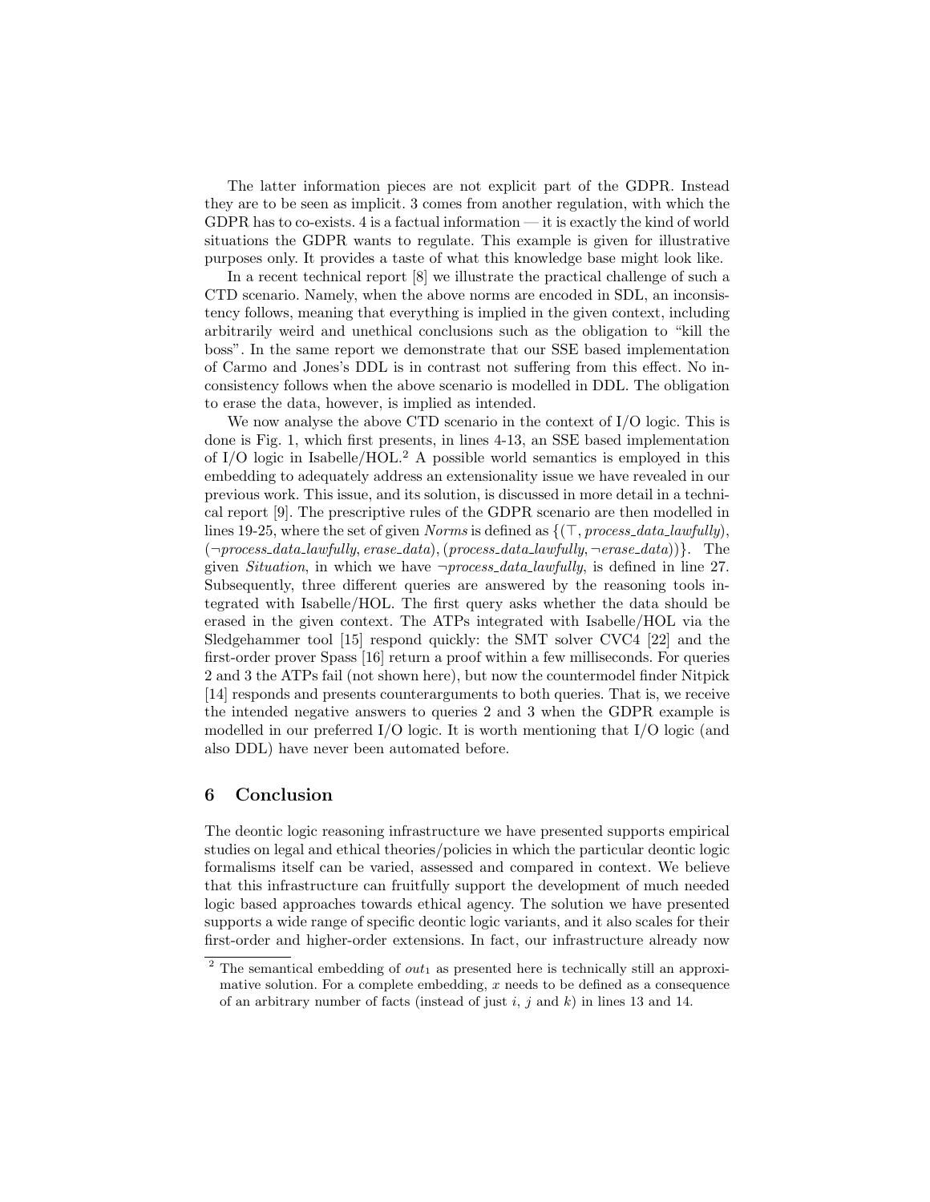The latter information pieces are not explicit part of the GDPR. Instead they are to be seen as implicit. 3 comes from another regulation, with which the GDPR has to co-exists. 4 is a factual information — it is exactly the kind of world situations the GDPR wants to regulate. This example is given for illustrative purposes only. It provides a taste of what this knowledge base might look like.

In a recent technical report [8] we illustrate the practical challenge of such a CTD scenario. Namely, when the above norms are encoded in SDL, an inconsistency follows, meaning that everything is implied in the given context, including arbitrarily weird and unethical conclusions such as the obligation to "kill the boss". In the same report we demonstrate that our SSE based implementation of Carmo and Jones's DDL is in contrast not suffering from this effect. No inconsistency follows when the above scenario is modelled in DDL. The obligation to erase the data, however, is implied as intended.

We now analyse the above CTD scenario in the context of I/O logic. This is done is Fig. 1, which first presents, in lines 4-13, an SSE based implementation of I/O logic in Isabelle/HOL.[2] A possible world semantics is employed in this embedding to adequately address an extensionality issue we have revealed in our previous work. This issue, and its solution, is discussed in more detail in a technical report [9]. The prescriptive rules of the GDPR scenario are then modelled in lines 19-25, where the set of given *Norms* is defined as $\{(\top, \mathit{process\_data\_lawfully}), (\neg \mathit{process\_data\_lawfully}, \mathit{erase\_data}), (\mathit{process\_data\_lawfully}, \neg \mathit{erase\_data})\}$. The given *Situation*, in which we have $\neg \mathit{process\_data\_lawfully}$, is defined in line 27. Subsequently, three different queries are answered by the reasoning tools integrated with Isabelle/HOL. The first query asks whether the data should be erased in the given context. The ATPs integrated with Isabelle/HOL via the Sledgehammer tool [15] respond quickly: the SMT solver CVC4 [22] and the first-order prover Spass [16] return a proof within a few milliseconds. For queries 2 and 3 the ATPs fail (not shown here), but now the countermodel finder Nitpick [14] responds and presents counterarguments to both queries. That is, we receive the intended negative answers to queries 2 and 3 when the GDPR example is modelled in our preferred I/O logic. It is worth mentioning that I/O logic (and also DDL) have never been automated before.

## 6 Conclusion

The deontic logic reasoning infrastructure we have presented supports empirical studies on legal and ethical theories/policies in which the particular deontic logic formalisms itself can be varied, assessed and compared in context. We believe that this infrastructure can fruitfully support the development of much needed logic based approaches towards ethical agency. The solution we have presented supports a wide range of specific deontic logic variants, and it also scales for their first-order and higher-order extensions. In fact, our infrastructure already now

---

[2] The semantical embedding of $out_1$ as presented here is technically still an approximative solution. For a complete embedding, $x$ needs to be defined as a consequence of an arbitrary number of facts (instead of just $i$, $j$ and $k$) in lines 13 and 14.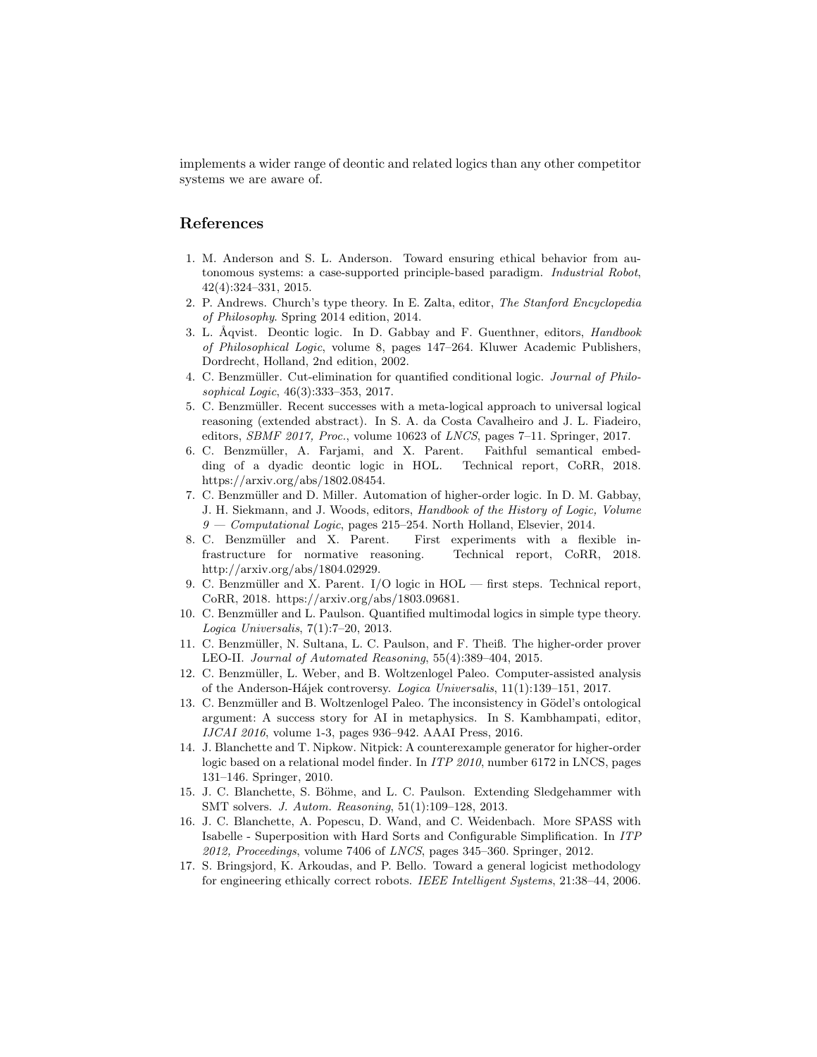implements a wider range of deontic and related logics than any other competitor systems we are aware of.

## References

1. M. Anderson and S. L. Anderson. Toward ensuring ethical behavior from autonomous systems: a case-supported principle-based paradigm. *Industrial Robot*, 42(4):324–331, 2015.
2. P. Andrews. Church's type theory. In E. Zalta, editor, *The Stanford Encyclopedia of Philosophy*. Spring 2014 edition, 2014.
3. L. Åqvist. Deontic logic. In D. Gabbay and F. Guenthner, editors, *Handbook of Philosophical Logic*, volume 8, pages 147–264. Kluwer Academic Publishers, Dordrecht, Holland, 2nd edition, 2002.
4. C. Benzmüller. Cut-elimination for quantified conditional logic. *Journal of Philosophical Logic*, 46(3):333–353, 2017.
5. C. Benzmüller. Recent successes with a meta-logical approach to universal logical reasoning (extended abstract). In S. A. da Costa Cavalheiro and J. L. Fiadeiro, editors, *SBMF 2017, Proc.*, volume 10623 of *LNCS*, pages 7–11. Springer, 2017.
6. C. Benzmüller, A. Farjami, and X. Parent. Faithful semantical embedding of a dyadic deontic logic in HOL. Technical report, CoRR, 2018. https://arxiv.org/abs/1802.08454.
7. C. Benzmüller and D. Miller. Automation of higher-order logic. In D. M. Gabbay, J. H. Siekmann, and J. Woods, editors, *Handbook of the History of Logic, Volume 9 — Computational Logic*, pages 215–254. North Holland, Elsevier, 2014.
8. C. Benzmüller and X. Parent. First experiments with a flexible infrastructure for normative reasoning. Technical report, CoRR, 2018. http://arxiv.org/abs/1804.02929.
9. C. Benzmüller and X. Parent. I/O logic in HOL — first steps. Technical report, CoRR, 2018. https://arxiv.org/abs/1803.09681.
10. C. Benzmüller and L. Paulson. Quantified multimodal logics in simple type theory. *Logica Universalis*, 7(1):7–20, 2013.
11. C. Benzmüller, N. Sultana, L. C. Paulson, and F. Theiß. The higher-order prover LEO-II. *Journal of Automated Reasoning*, 55(4):389–404, 2015.
12. C. Benzmüller, L. Weber, and B. Woltzenlogel Paleo. Computer-assisted analysis of the Anderson-Hájek controversy. *Logica Universalis*, 11(1):139–151, 2017.
13. C. Benzmüller and B. Woltzenlogel Paleo. The inconsistency in Gödel's ontological argument: A success story for AI in metaphysics. In S. Kambhampati, editor, *IJCAI 2016*, volume 1-3, pages 936–942. AAAI Press, 2016.
14. J. Blanchette and T. Nipkow. Nitpick: A counterexample generator for higher-order logic based on a relational model finder. In *ITP 2010*, number 6172 in LNCS, pages 131–146. Springer, 2010.
15. J. C. Blanchette, S. Böhme, and L. C. Paulson. Extending Sledgehammer with SMT solvers. *J. Autom. Reasoning*, 51(1):109–128, 2013.
16. J. C. Blanchette, A. Popescu, D. Wand, and C. Weidenbach. More SPASS with Isabelle - Superposition with Hard Sorts and Configurable Simplification. In *ITP 2012, Proceedings*, volume 7406 of *LNCS*, pages 345–360. Springer, 2012.
17. S. Bringsjord, K. Arkoudas, and P. Bello. Toward a general logicist methodology for engineering ethically correct robots. *IEEE Intelligent Systems*, 21:38–44, 2006.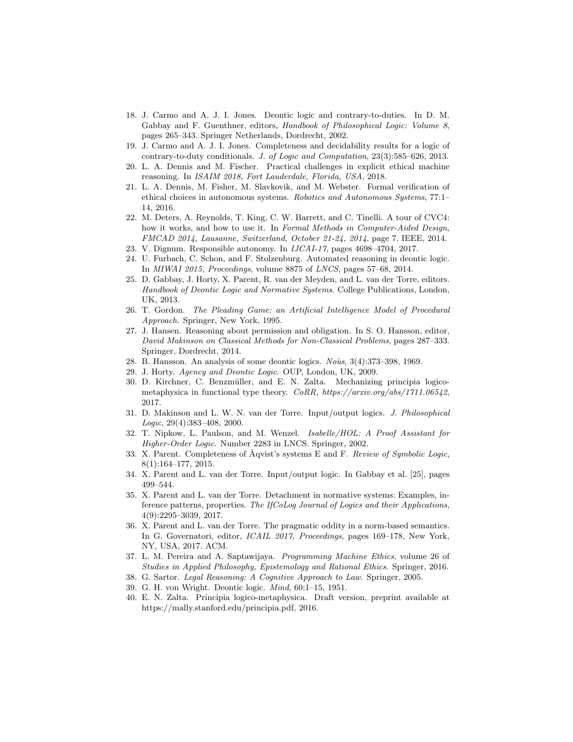18. J. Carmo and A. J. I. Jones. Deontic logic and contrary-to-duties. In D. M. Gabbay and F. Guenthner, editors, *Handbook of Philosophical Logic: Volume 8*, pages 265–343. Springer Netherlands, Dordrecht, 2002.
19. J. Carmo and A. J. I. Jones. Completeness and decidability results for a logic of contrary-to-duty conditionals. *J. of Logic and Computation*, 23(3):585–626, 2013.
20. L. A. Dennis and M. Fischer. Practical challenges in explicit ethical machine reasoning. In *ISAIM 2018, Fort Lauderdale, Florida, USA*, 2018.
21. L. A. Dennis, M. Fisher, M. Slavkovik, and M. Webster. Formal verification of ethical choices in autonomous systems. *Robotics and Autonomous Systems*, 77:1–14, 2016.
22. M. Deters, A. Reynolds, T. King, C. W. Barrett, and C. Tinelli. A tour of CVC4: how it works, and how to use it. In *Formal Methods in Computer-Aided Design, FMCAD 2014, Lausanne, Switzerland, October 21-24, 2014*, page 7. IEEE, 2014.
23. V. Dignum. Responsible autonomy. In *IJCAI-17*, pages 4698–4704, 2017.
24. U. Furbach, C. Schon, and F. Stolzenburg. Automated reasoning in deontic logic. In *MIWAI 2015, Proceedings*, volume 8875 of *LNCS*, pages 57–68, 2014.
25. D. Gabbay, J. Horty, X. Parent, R. van der Meyden, and L. van der Torre, editors. *Handbook of Deontic Logic and Normative Systems*. College Publications, London, UK, 2013.
26. T. Gordon. *The Pleading Game: an Artificial Intelligence Model of Procedural Approach*. Springer, New York, 1995.
27. J. Hansen. Reasoning about permission and obligation. In S. O. Hansson, editor, *David Makinson on Classical Methods for Non-Classical Problems*, pages 287–333. Springer, Dordrecht, 2014.
28. B. Hansson. An analysis of some deontic logics. *Noûs*, 3(4):373–398, 1969.
29. J. Horty. *Agency and Deontic Logic*. OUP, London, UK, 2009.
30. D. Kirchner, C. Benzmüller, and E. N. Zalta. Mechanizing principia logico-metaphysica in functional type theory. *CoRR, https://arxiv.org/abs/1711.06542*, 2017.
31. D. Makinson and L. W. N. van der Torre. Input/output logics. *J. Philosophical Logic*, 29(4):383–408, 2000.
32. T. Nipkow, L. Paulson, and M. Wenzel. *Isabelle/HOL: A Proof Assistant for Higher-Order Logic*. Number 2283 in LNCS. Springer, 2002.
33. X. Parent. Completeness of Åqvist's systems E and F. *Review of Symbolic Logic*, 8(1):164–177, 2015.
34. X. Parent and L. van der Torre. Input/output logic. In Gabbay et al. [25], pages 499–544.
35. X. Parent and L. van der Torre. Detachment in normative systems: Examples, inference patterns, properties. *The IfCoLog Journal of Logics and their Applications*, 4(9):2295–3039, 2017.
36. X. Parent and L. van der Torre. The pragmatic oddity in a norm-based semantics. In G. Governatori, editor, *ICAIL 2017, Proceedings*, pages 169–178, New York, NY, USA, 2017. ACM.
37. L. M. Pereira and A. Saptawijaya. *Programming Machine Ethics*, volume 26 of *Studies in Applied Philosophy, Epistemology and Rational Ethics*. Springer, 2016.
38. G. Sartor. *Legal Reasoning: A Cognitive Approach to Law*. Springer, 2005.
39. G. H. von Wright. Deontic logic. *Mind*, 60:1–15, 1951.
40. E. N. Zalta. Principia logico-metaphysica. Draft version, preprint available at https://mally.stanford.edu/principia.pdf, 2016.